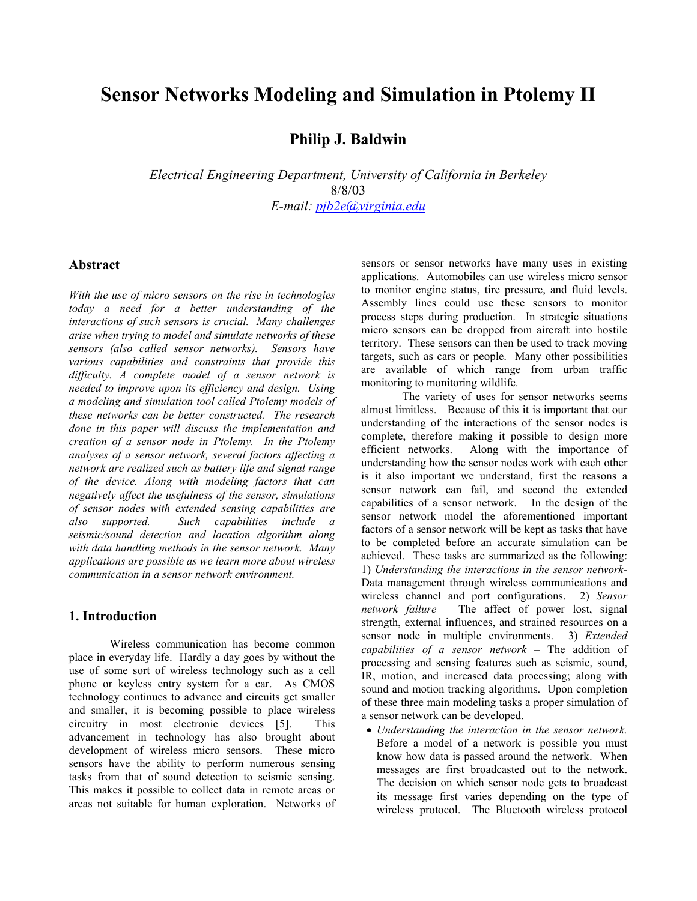# Sensor Networks Modeling and Simulation in Ptolemy II

**Philip J. Baldwin**

*Electrical Engineering Department, University of California in Berkeley*
8/8/03
*E-mail: pjb2e@virginia.edu*

## Abstract

*With the use of micro sensors on the rise in technologies today a need for a better understanding of the interactions of such sensors is crucial. Many challenges arise when trying to model and simulate networks of these sensors (also called sensor networks). Sensors have various capabilities and constraints that provide this difficulty. A complete model of a sensor network is needed to improve upon its efficiency and design. Using a modeling and simulation tool called Ptolemy models of these networks can be better constructed. The research done in this paper will discuss the implementation and creation of a sensor node in Ptolemy. In the Ptolemy analyses of a sensor network, several factors affecting a network are realized such as battery life and signal range of the device. Along with modeling factors that can negatively affect the usefulness of the sensor, simulations of sensor nodes with extended sensing capabilities are also supported. Such capabilities include a seismic/sound detection and location algorithm along with data handling methods in the sensor network. Many applications are possible as we learn more about wireless communication in a sensor network environment.*

## 1. Introduction

Wireless communication has become common place in everyday life. Hardly a day goes by without the use of some sort of wireless technology such as a cell phone or keyless entry system for a car. As CMOS technology continues to advance and circuits get smaller and smaller, it is becoming possible to place wireless circuitry in most electronic devices [5]. This advancement in technology has also brought about development of wireless micro sensors. These micro sensors have the ability to perform numerous sensing tasks from that of sound detection to seismic sensing. This makes it possible to collect data in remote areas or areas not suitable for human exploration. Networks of sensors or sensor networks have many uses in existing applications. Automobiles can use wireless micro sensor to monitor engine status, tire pressure, and fluid levels. Assembly lines could use these sensors to monitor process steps during production. In strategic situations micro sensors can be dropped from aircraft into hostile territory. These sensors can then be used to track moving targets, such as cars or people. Many other possibilities are available of which range from urban traffic monitoring to monitoring wildlife.

The variety of uses for sensor networks seems almost limitless. Because of this it is important that our understanding of the interactions of the sensor nodes is complete, therefore making it possible to design more efficient networks. Along with the importance of understanding how the sensor nodes work with each other is it also important we understand, first the reasons a sensor network can fail, and second the extended capabilities of a sensor network. In the design of the sensor network model the aforementioned important factors of a sensor network will be kept as tasks that have to be completed before an accurate simulation can be achieved. These tasks are summarized as the following: 1) *Understanding the interactions in the sensor network*- Data management through wireless communications and wireless channel and port configurations. 2) *Sensor network failure* – The affect of power lost, signal strength, external influences, and strained resources on a sensor node in multiple environments. 3) *Extended capabilities of a sensor network* – The addition of processing and sensing features such as seismic, sound, IR, motion, and increased data processing; along with sound and motion tracking algorithms. Upon completion of these three main modeling tasks a proper simulation of a sensor network can be developed.

- *Understanding the interaction in the sensor network.* Before a model of a network is possible you must know how data is passed around the network. When messages are first broadcasted out to the network. The decision on which sensor node gets to broadcast its message first varies depending on the type of wireless protocol. The Bluetooth wireless protocol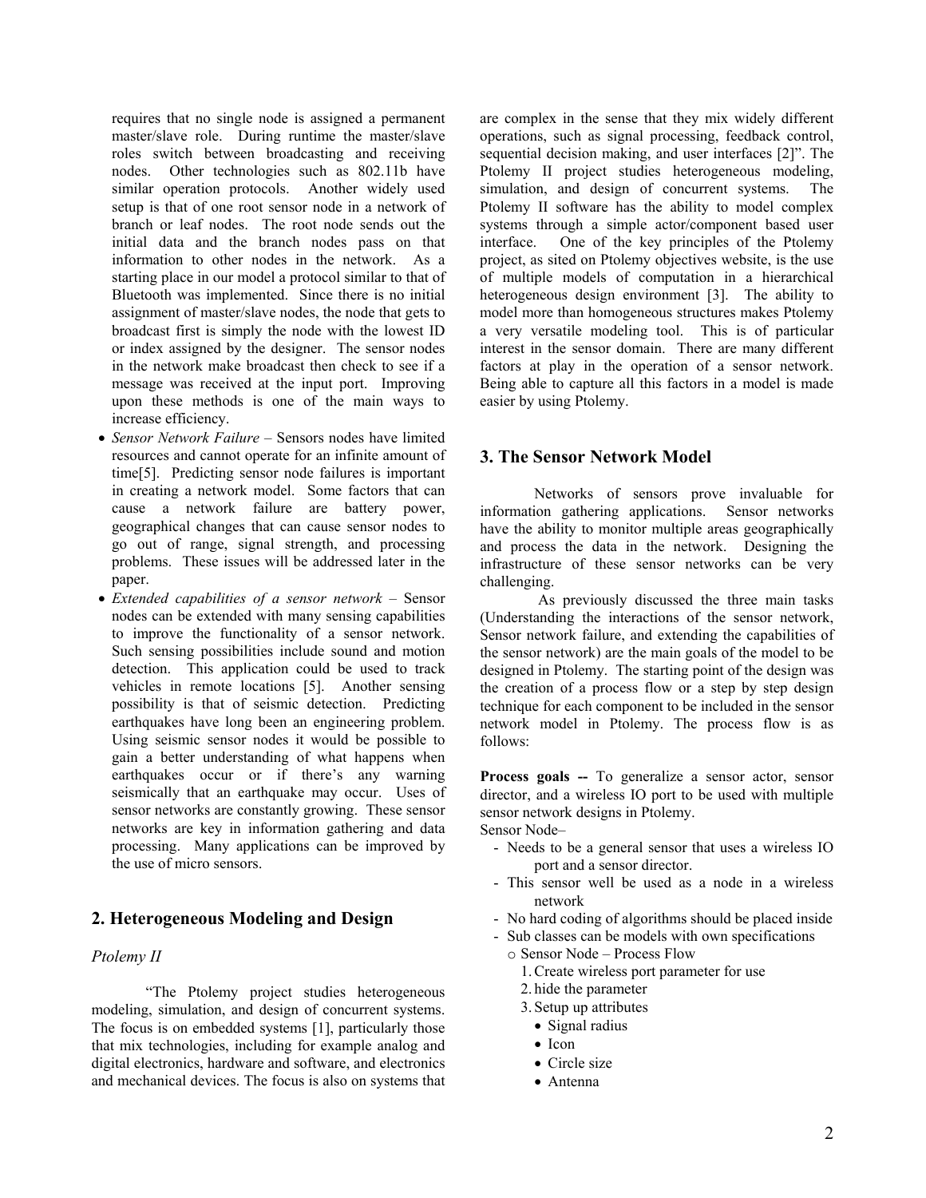requires that no single node is assigned a permanent master/slave role. During runtime the master/slave roles switch between broadcasting and receiving nodes. Other technologies such as 802.11b have similar operation protocols. Another widely used setup is that of one root sensor node in a network of branch or leaf nodes. The root node sends out the initial data and the branch nodes pass on that information to other nodes in the network. As a starting place in our model a protocol similar to that of Bluetooth was implemented. Since there is no initial assignment of master/slave nodes, the node that gets to broadcast first is simply the node with the lowest ID or index assigned by the designer. The sensor nodes in the network make broadcast then check to see if a message was received at the input port. Improving upon these methods is one of the main ways to increase efficiency.

- *Sensor Network Failure* – Sensors nodes have limited resources and cannot operate for an infinite amount of time[5]. Predicting sensor node failures is important in creating a network model. Some factors that can cause a network failure are battery power, geographical changes that can cause sensor nodes to go out of range, signal strength, and processing problems. These issues will be addressed later in the paper.
- *Extended capabilities of a sensor network* – Sensor nodes can be extended with many sensing capabilities to improve the functionality of a sensor network. Such sensing possibilities include sound and motion detection. This application could be used to track vehicles in remote locations [5]. Another sensing possibility is that of seismic detection. Predicting earthquakes have long been an engineering problem. Using seismic sensor nodes it would be possible to gain a better understanding of what happens when earthquakes occur or if there's any warning seismically that an earthquake may occur. Uses of sensor networks are constantly growing. These sensor networks are key in information gathering and data processing. Many applications can be improved by the use of micro sensors.

## 2. Heterogeneous Modeling and Design

### *Ptolemy II*

"The Ptolemy project studies heterogeneous modeling, simulation, and design of concurrent systems. The focus is on embedded systems [1], particularly those that mix technologies, including for example analog and digital electronics, hardware and software, and electronics and mechanical devices. The focus is also on systems that are complex in the sense that they mix widely different operations, such as signal processing, feedback control, sequential decision making, and user interfaces [2]". The Ptolemy II project studies heterogeneous modeling, simulation, and design of concurrent systems. The Ptolemy II software has the ability to model complex systems through a simple actor/component based user interface. One of the key principles of the Ptolemy project, as sited on Ptolemy objectives website, is the use of multiple models of computation in a hierarchical heterogeneous design environment [3]. The ability to model more than homogeneous structures makes Ptolemy a very versatile modeling tool. This is of particular interest in the sensor domain. There are many different factors at play in the operation of a sensor network. Being able to capture all this factors in a model is made easier by using Ptolemy.

## 3. The Sensor Network Model

Networks of sensors prove invaluable for information gathering applications. Sensor networks have the ability to monitor multiple areas geographically and process the data in the network. Designing the infrastructure of these sensor networks can be very challenging.

As previously discussed the three main tasks (Understanding the interactions of the sensor network, Sensor network failure, and extending the capabilities of the sensor network) are the main goals of the model to be designed in Ptolemy. The starting point of the design was the creation of a process flow or a step by step design technique for each component to be included in the sensor network model in Ptolemy. The process flow is as follows:

**Process goals --** To generalize a sensor actor, sensor director, and a wireless IO port to be used with multiple sensor network designs in Ptolemy.

Sensor Node–

- Needs to be a general sensor that uses a wireless IO port and a sensor director.
- This sensor well be used as a node in a wireless network
- No hard coding of algorithms should be placed inside
- Sub classes can be models with own specifications
  - o Sensor Node – Process Flow
    1. Create wireless port parameter for use
    2. hide the parameter
    3. Setup up attributes
       - Signal radius
       - Icon
       - Circle size
       - Antenna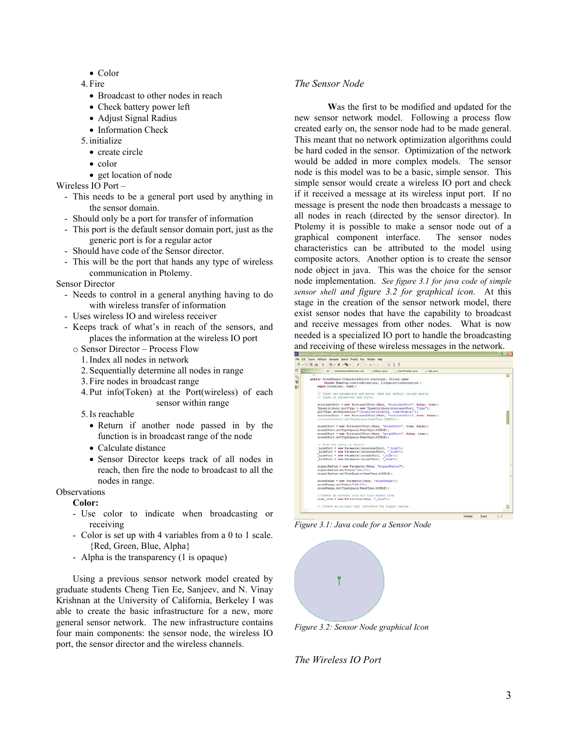- Color

4. Fire
   - Broadcast to other nodes in reach
   - Check battery power left
   - Adjust Signal Radius
   - Information Check
5. initialize
   - create circle
   - color
   - get location of node

Wireless IO Port –

- This needs to be a general port used by anything in the sensor domain.
- Should only be a port for transfer of information
- This port is the default sensor domain port, just as the generic port is for a regular actor
- Should have code of the Sensor director.
- This will be the port that hands any type of wireless communication in Ptolemy.

Sensor Director

- Needs to control in a general anything having to do with wireless transfer of information
- Uses wireless IO and wireless receiver
- Keeps track of what's in reach of the sensors, and places the information at the wireless IO port
  - Sensor Director – Process Flow
    1. Index all nodes in network
    2. Sequentially determine all nodes in range
    3. Fire nodes in broadcast range
    4. Put info(Token) at the Port(wireless) of each sensor within range
    5. Is reachable
       - Return if another node passed in by the function is in broadcast range of the node
       - Calculate distance
       - Sensor Director keeps track of all nodes in reach, then fire the node to broadcast to all the nodes in range.

Observations

**Color:**

- Use color to indicate when broadcasting or receiving
- Color is set up with 4 variables from a 0 to 1 scale. {Red, Green, Blue, Alpha}
- Alpha is the transparency (1 is opaque)

Using a previous sensor network model created by graduate students Cheng Tien Ee, Sanjeev, and N. Vinay Krishnan at the University of California, Berkeley I was able to create the basic infrastructure for a new, more general sensor network. The new infrastructure contains four main components: the sensor node, the wireless IO port, the sensor director and the wireless channels.

### *The Sensor Node*

**W**as the first to be modified and updated for the new sensor network model. Following a process flow created early on, the sensor node had to be made general. This meant that no network optimization algorithms could be hard coded in the sensor. Optimization of the network would be added in more complex models. The sensor node is this model was to be a basic, simple sensor. This simple sensor would create a wireless IO port and check if it received a message at its wireless input port. If no message is present the node then broadcasts a message to all nodes in reach (directed by the sensor director). In Ptolemy it is possible to make a sensor node out of a graphical component interface. The sensor nodes characteristics can be attributed to the model using composite actors. Another option is to create the sensor node object in java. This was the choice for the sensor node implementation. *See figure 3.1 for java code of simple sensor shell and figure 3.2 for graphical icon.* At this stage in the creation of the sensor network model, there exist sensor nodes that have the capability to broadcast and receive messages from other nodes. What is now needed is a specialized IO port to handle the broadcasting and receiving of these wireless messages in the network.

*Figure 3.1: Java code for a Sensor Node*

*Figure 3.2: Sensor Node graphical Icon*

### *The Wireless IO Port*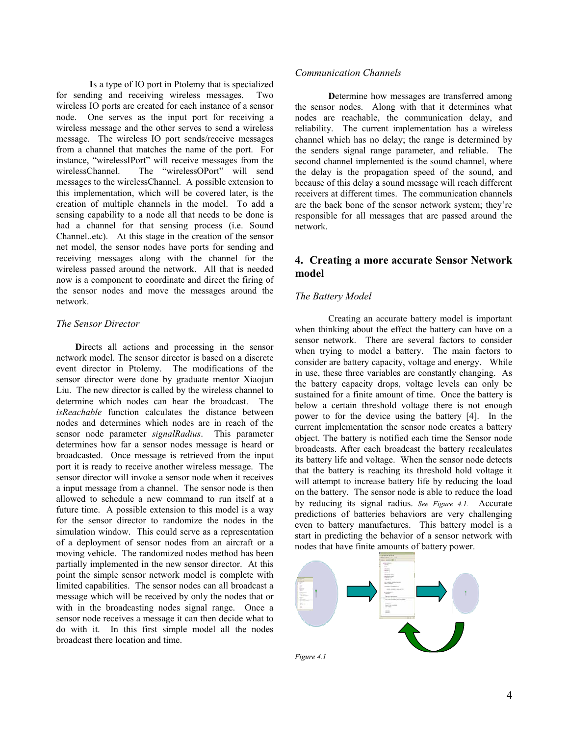**I**s a type of IO port in Ptolemy that is specialized for sending and receiving wireless messages. Two wireless IO ports are created for each instance of a sensor node. One serves as the input port for receiving a wireless message and the other serves to send a wireless message. The wireless IO port sends/receive messages from a channel that matches the name of the port. For instance, "wirelessIPort" will receive messages from the wirelessChannel. The "wirelessOPort" will send messages to the wirelessChannel. A possible extension to this implementation, which will be covered later, is the creation of multiple channels in the model. To add a sensing capability to a node all that needs to be done is had a channel for that sensing process (i.e. Sound Channel..etc). At this stage in the creation of the sensor net model, the sensor nodes have ports for sending and receiving messages along with the channel for the wireless passed around the network. All that is needed now is a component to coordinate and direct the firing of the sensor nodes and move the messages around the network.

*The Sensor Director*

**D**irects all actions and processing in the sensor network model. The sensor director is based on a discrete event director in Ptolemy. The modifications of the sensor director were done by graduate mentor Xiaojun Liu. The new director is called by the wireless channel to determine which nodes can hear the broadcast. The *isReachable* function calculates the distance between nodes and determines which nodes are in reach of the sensor node parameter *signalRadius*. This parameter determines how far a sensor nodes message is heard or broadcasted. Once message is retrieved from the input port it is ready to receive another wireless message. The sensor director will invoke a sensor node when it receives a input message from a channel. The sensor node is then allowed to schedule a new command to run itself at a future time. A possible extension to this model is a way for the sensor director to randomize the nodes in the simulation window. This could serve as a representation of a deployment of sensor nodes from an aircraft or a moving vehicle. The randomized nodes method has been partially implemented in the new sensor director. At this point the simple sensor network model is complete with limited capabilities. The sensor nodes can all broadcast a message which will be received by only the nodes that or with in the broadcasting nodes signal range. Once a sensor node receives a message it can then decide what to do with it. In this first simple model all the nodes broadcast there location and time.

*Communication Channels*

**D**etermine how messages are transferred among the sensor nodes. Along with that it determines what nodes are reachable, the communication delay, and reliability. The current implementation has a wireless channel which has no delay; the range is determined by the senders signal range parameter, and reliable. The second channel implemented is the sound channel, where the delay is the propagation speed of the sound, and because of this delay a sound message will reach different receivers at different times. The communication channels are the back bone of the sensor network system; they're responsible for all messages that are passed around the network.

## 4. Creating a more accurate Sensor Network model

*The Battery Model*

Creating an accurate battery model is important when thinking about the effect the battery can have on a sensor network. There are several factors to consider when trying to model a battery. The main factors to consider are battery capacity, voltage and energy. While in use, these three variables are constantly changing. As the battery capacity drops, voltage levels can only be sustained for a finite amount of time. Once the battery is below a certain threshold voltage there is not enough power to for the device using the battery [4]. In the current implementation the sensor node creates a battery object. The battery is notified each time the Sensor node broadcasts. After each broadcast the battery recalculates its battery life and voltage. When the sensor node detects that the battery is reaching its threshold hold voltage it will attempt to increase battery life by reducing the load on the battery. The sensor node is able to reduce the load by reducing its signal radius. *See Figure 4.1.* Accurate predictions of batteries behaviors are very challenging even to battery manufactures. This battery model is a start in predicting the behavior of a sensor network with nodes that have finite amounts of battery power.

*Figure 4.1*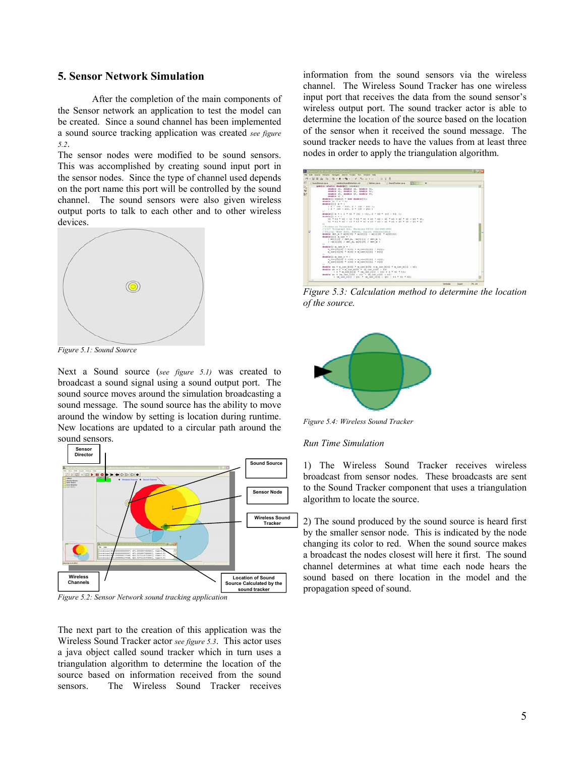## 5. Sensor Network Simulation

After the completion of the main components of the Sensor network an application to test the model can be created. Since a sound channel has been implemented a sound source tracking application was created *see figure 5.2*.

The sensor nodes were modified to be sound sensors. This was accomplished by creating sound input port in the sensor nodes. Since the type of channel used depends on the port name this port will be controlled by the sound channel. The sound sensors were also given wireless output ports to talk to each other and to other wireless devices.

*Figure 5.1: Sound Source*

Next a Sound source (*see figure 5.1)* was created to broadcast a sound signal using a sound output port. The sound source moves around the simulation broadcasting a sound message. The sound source has the ability to move around the window by setting is location during runtime. New locations are updated to a circular path around the sound sensors.

*Figure 5.2: Sensor Network sound tracking application*

The next part to the creation of this application was the Wireless Sound Tracker actor *see figure 5.3*. This actor uses a java object called sound tracker which in turn uses a triangulation algorithm to determine the location of the source based on information received from the sound sensors. The Wireless Sound Tracker receives information from the sound sensors via the wireless channel. The Wireless Sound Tracker has one wireless input port that receives the data from the sound sensor's wireless output port. The sound tracker actor is able to determine the location of the source based on the location of the sensor when it received the sound message. The sound tracker needs to have the values from at least three nodes in order to apply the triangulation algorithm.

*Figure 5.3: Calculation method to determine the location of the source.*

*Figure 5.4: Wireless Sound Tracker*

*Run Time Simulation*

1) The Wireless Sound Tracker receives wireless broadcast from sensor nodes. These broadcasts are sent to the Sound Tracker component that uses a triangulation algorithm to locate the source.

2) The sound produced by the sound source is heard first by the smaller sensor node. This is indicated by the node changing its color to red. When the sound source makes a broadcast the nodes closest will here it first. The sound channel determines at what time each node hears the sound based on there location in the model and the propagation speed of sound.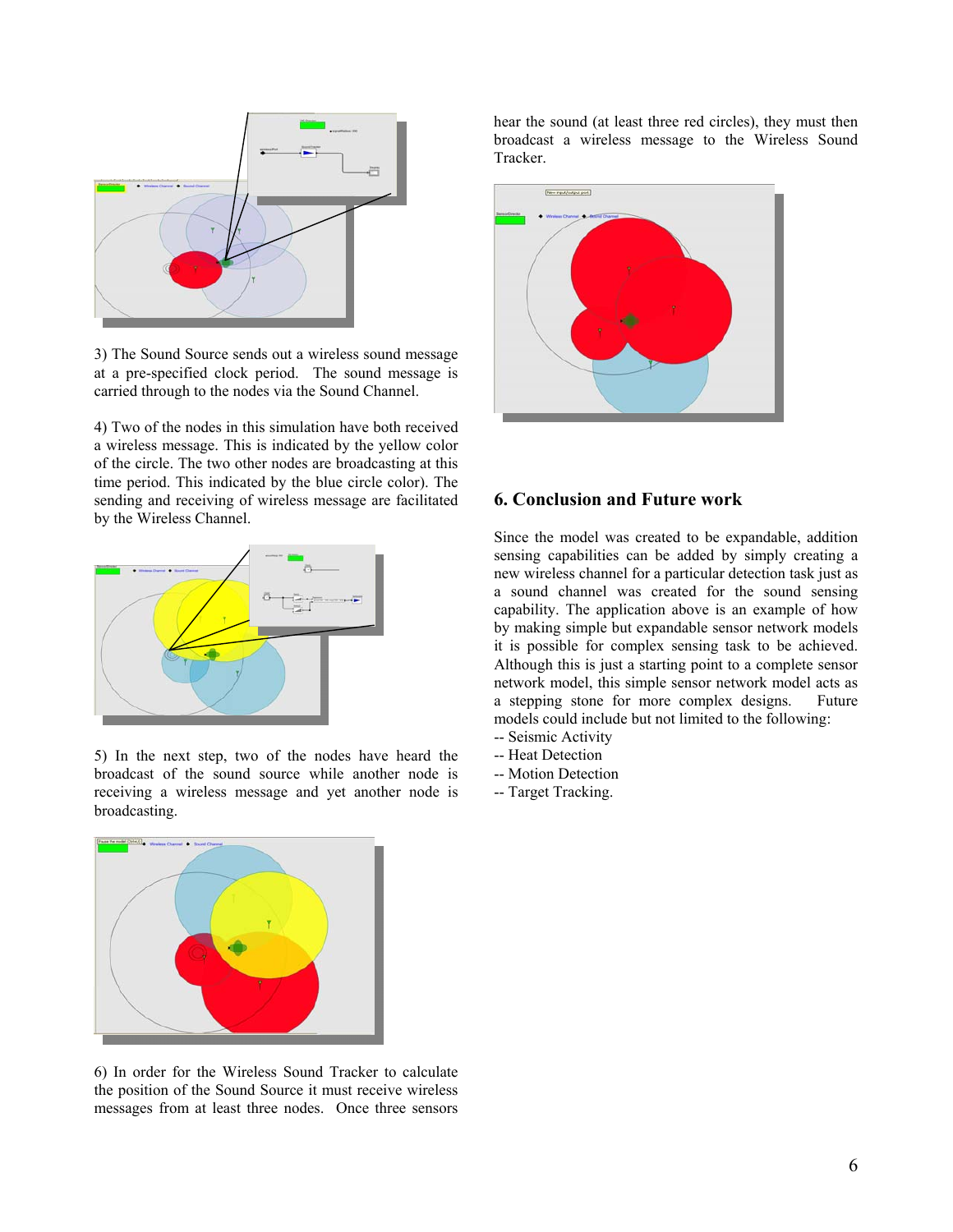3) The Sound Source sends out a wireless sound message at a pre-specified clock period. The sound message is carried through to the nodes via the Sound Channel.

4) Two of the nodes in this simulation have both received a wireless message. This is indicated by the yellow color of the circle. The two other nodes are broadcasting at this time period. This indicated by the blue circle color). The sending and receiving of wireless message are facilitated by the Wireless Channel.

5) In the next step, two of the nodes have heard the broadcast of the sound source while another node is receiving a wireless message and yet another node is broadcasting.

6) In order for the Wireless Sound Tracker to calculate the position of the Sound Source it must receive wireless messages from at least three nodes. Once three sensors hear the sound (at least three red circles), they must then broadcast a wireless message to the Wireless Sound Tracker.

## 6. Conclusion and Future work

Since the model was created to be expandable, addition sensing capabilities can be added by simply creating a new wireless channel for a particular detection task just as a sound channel was created for the sound sensing capability. The application above is an example of how by making simple but expandable sensor network models it is possible for complex sensing task to be achieved. Although this is just a starting point to a complete sensor network model, this simple sensor network model acts as a stepping stone for more complex designs. Future models could include but not limited to the following:

-- Seismic Activity
-- Heat Detection
-- Motion Detection
-- Target Tracking.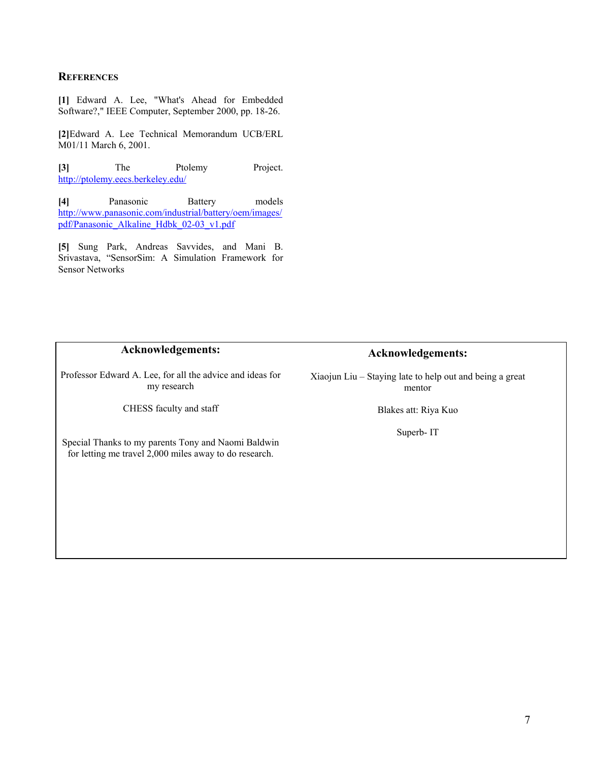## REFERENCES

**[1]** Edward A. Lee, "What's Ahead for Embedded Software?," IEEE Computer, September 2000, pp. 18-26.

**[2]**Edward A. Lee Technical Memorandum UCB/ERL M01/11 March 6, 2001.

**[3]** The Ptolemy Project. http://ptolemy.eecs.berkeley.edu/

**[4]** Panasonic Battery models http://www.panasonic.com/industrial/battery/oem/images/pdf/Panasonic_Alkaline_Hdbk_02-03_v1.pdf

**[5]** Sung Park, Andreas Savvides, and Mani B. Srivastava, "SensorSim: A Simulation Framework for Sensor Networks

## Acknowledgements:

Professor Edward A. Lee, for all the advice and ideas for my research

CHESS faculty and staff

Special Thanks to my parents Tony and Naomi Baldwin for letting me travel 2,000 miles away to do research.

## Acknowledgements:

Xiaojun Liu – Staying late to help out and being a great mentor

Blakes att: Riya Kuo

Superb- IT